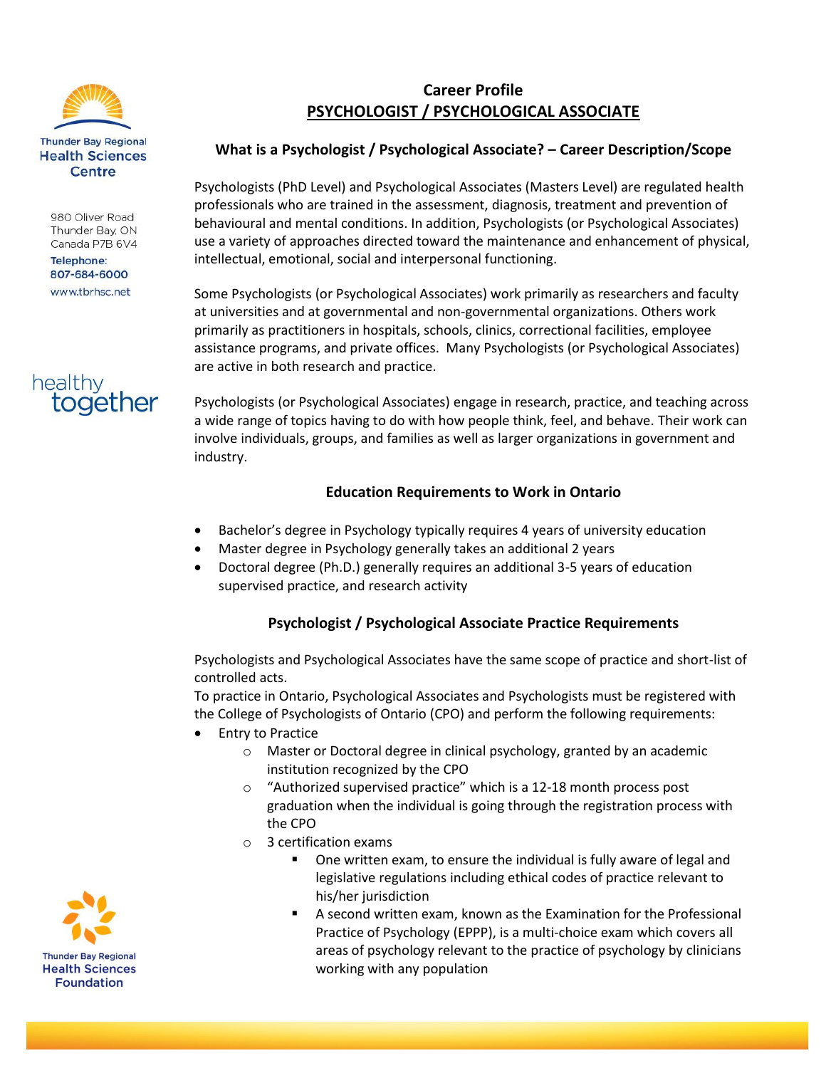Thunder Bay Regional Health Sciences Centre

980 Oliver Road
Thunder Bay, ON
Canada P7B 6V4

Telephone: 807-684-6000
www.tbrhsc.net

healthy together

# Career Profile
## PSYCHOLOGIST / PSYCHOLOGICAL ASSOCIATE

### What is a Psychologist / Psychological Associate? – Career Description/Scope

Psychologists (PhD Level) and Psychological Associates (Masters Level) are regulated health professionals who are trained in the assessment, diagnosis, treatment and prevention of behavioural and mental conditions. In addition, Psychologists (or Psychological Associates) use a variety of approaches directed toward the maintenance and enhancement of physical, intellectual, emotional, social and interpersonal functioning.

Some Psychologists (or Psychological Associates) work primarily as researchers and faculty at universities and at governmental and non-governmental organizations. Others work primarily as practitioners in hospitals, schools, clinics, correctional facilities, employee assistance programs, and private offices. Many Psychologists (or Psychological Associates) are active in both research and practice.

Psychologists (or Psychological Associates) engage in research, practice, and teaching across a wide range of topics having to do with how people think, feel, and behave. Their work can involve individuals, groups, and families as well as larger organizations in government and industry.

### Education Requirements to Work in Ontario

- Bachelor's degree in Psychology typically requires 4 years of university education
- Master degree in Psychology generally takes an additional 2 years
- Doctoral degree (Ph.D.) generally requires an additional 3-5 years of education supervised practice, and research activity

### Psychologist / Psychological Associate Practice Requirements

Psychologists and Psychological Associates have the same scope of practice and short-list of controlled acts.
To practice in Ontario, Psychological Associates and Psychologists must be registered with the College of Psychologists of Ontario (CPO) and perform the following requirements:

- Entry to Practice
  - Master or Doctoral degree in clinical psychology, granted by an academic institution recognized by the CPO
  - "Authorized supervised practice" which is a 12-18 month process post graduation when the individual is going through the registration process with the CPO
  - 3 certification exams
    - One written exam, to ensure the individual is fully aware of legal and legislative regulations including ethical codes of practice relevant to his/her jurisdiction
    - A second written exam, known as the Examination for the Professional Practice of Psychology (EPPP), is a multi-choice exam which covers all areas of psychology relevant to the practice of psychology by clinicians working with any population

Thunder Bay Regional Health Sciences Foundation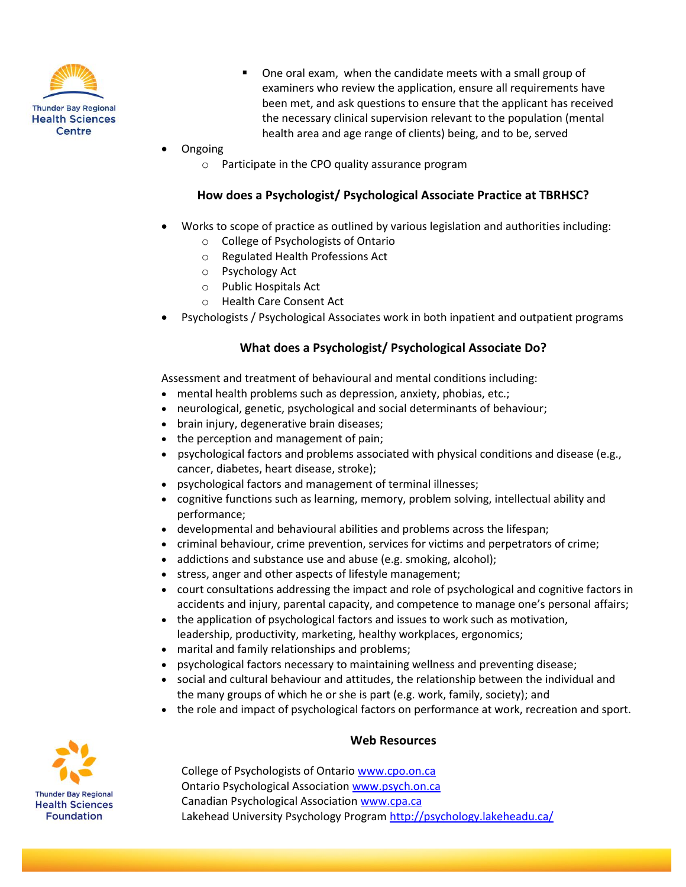- One oral exam, when the candidate meets with a small group of examiners who review the application, ensure all requirements have been met, and ask questions to ensure that the applicant has received the necessary clinical supervision relevant to the population (mental health area and age range of clients) being, and to be, served

- Ongoing
  - Participate in the CPO quality assurance program

### How does a Psychologist/ Psychological Associate Practice at TBRHSC?

- Works to scope of practice as outlined by various legislation and authorities including:
  - College of Psychologists of Ontario
  - Regulated Health Professions Act
  - Psychology Act
  - Public Hospitals Act
  - Health Care Consent Act
- Psychologists / Psychological Associates work in both inpatient and outpatient programs

### What does a Psychologist/ Psychological Associate Do?

Assessment and treatment of behavioural and mental conditions including:

- mental health problems such as depression, anxiety, phobias, etc.;
- neurological, genetic, psychological and social determinants of behaviour;
- brain injury, degenerative brain diseases;
- the perception and management of pain;
- psychological factors and problems associated with physical conditions and disease (e.g., cancer, diabetes, heart disease, stroke);
- psychological factors and management of terminal illnesses;
- cognitive functions such as learning, memory, problem solving, intellectual ability and performance;
- developmental and behavioural abilities and problems across the lifespan;
- criminal behaviour, crime prevention, services for victims and perpetrators of crime;
- addictions and substance use and abuse (e.g. smoking, alcohol);
- stress, anger and other aspects of lifestyle management;
- court consultations addressing the impact and role of psychological and cognitive factors in accidents and injury, parental capacity, and competence to manage one's personal affairs;
- the application of psychological factors and issues to work such as motivation, leadership, productivity, marketing, healthy workplaces, ergonomics;
- marital and family relationships and problems;
- psychological factors necessary to maintaining wellness and preventing disease;
- social and cultural behaviour and attitudes, the relationship between the individual and the many groups of which he or she is part (e.g. work, family, society); and
- the role and impact of psychological factors on performance at work, recreation and sport.

### Web Resources

College of Psychologists of Ontario www.cpo.on.ca
Ontario Psychological Association www.psych.on.ca
Canadian Psychological Association www.cpa.ca
Lakehead University Psychology Program http://psychology.lakeheadu.ca/